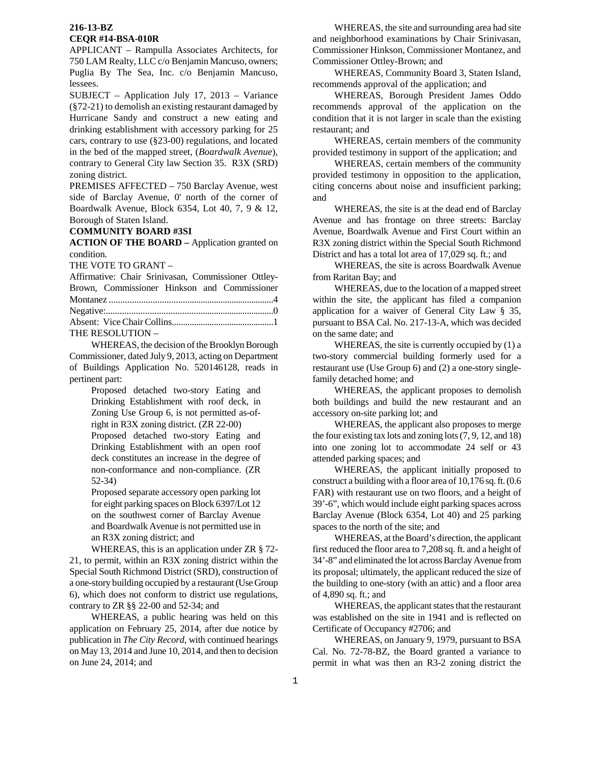**216-13-BZ**
**CEQR #14-BSA-010R**

APPLICANT – Rampulla Associates Architects, for 750 LAM Realty, LLC c/o Benjamin Mancuso, owners; Puglia By The Sea, Inc. c/o Benjamin Mancuso, lessees.

SUBJECT – Application July 17, 2013 – Variance (§72-21) to demolish an existing restaurant damaged by Hurricane Sandy and construct a new eating and drinking establishment with accessory parking for 25 cars, contrary to use (§23-00) regulations, and located in the bed of the mapped street, (*Boardwalk Avenue*), contrary to General City law Section 35. R3X (SRD) zoning district.

PREMISES AFFECTED – 750 Barclay Avenue, west side of Barclay Avenue, 0' north of the corner of Boardwalk Avenue, Block 6354, Lot 40, 7, 9 & 12, Borough of Staten Island.

**COMMUNITY BOARD #3SI**

**ACTION OF THE BOARD –** Application granted on condition.

THE VOTE TO GRANT –

Affirmative: Chair Srinivasan, Commissioner Ottley-Brown, Commissioner Hinkson and Commissioner Montanez ........................................................................4
Negative:..........................................................................0
Absent: Vice Chair Collins.............................................1

THE RESOLUTION –

WHEREAS, the decision of the Brooklyn Borough Commissioner, dated July 9, 2013, acting on Department of Buildings Application No. 520146128, reads in pertinent part:

> Proposed detached two-story Eating and Drinking Establishment with roof deck, in Zoning Use Group 6, is not permitted as-of-right in R3X zoning district. (ZR 22-00)
>
> Proposed detached two-story Eating and Drinking Establishment with an open roof deck constitutes an increase in the degree of non-conformance and non-compliance. (ZR 52-34)
>
> Proposed separate accessory open parking lot for eight parking spaces on Block 6397/Lot 12 on the southwest corner of Barclay Avenue and Boardwalk Avenue is not permitted use in an R3X zoning district; and

WHEREAS, this is an application under ZR § 72-21, to permit, within an R3X zoning district within the Special South Richmond District (SRD), construction of a one-story building occupied by a restaurant (Use Group 6), which does not conform to district use regulations, contrary to ZR §§ 22-00 and 52-34; and

WHEREAS, a public hearing was held on this application on February 25, 2014, after due notice by publication in *The City Record*, with continued hearings on May 13, 2014 and June 10, 2014, and then to decision on June 24, 2014; and

WHEREAS, the site and surrounding area had site and neighborhood examinations by Chair Srinivasan, Commissioner Hinkson, Commissioner Montanez, and Commissioner Ottley-Brown; and

WHEREAS, Community Board 3, Staten Island, recommends approval of the application; and

WHEREAS, Borough President James Oddo recommends approval of the application on the condition that it is not larger in scale than the existing restaurant; and

WHEREAS, certain members of the community provided testimony in support of the application; and

WHEREAS, certain members of the community provided testimony in opposition to the application, citing concerns about noise and insufficient parking; and

WHEREAS, the site is at the dead end of Barclay Avenue and has frontage on three streets: Barclay Avenue, Boardwalk Avenue and First Court within an R3X zoning district within the Special South Richmond District and has a total lot area of 17,029 sq. ft.; and

WHEREAS, the site is across Boardwalk Avenue from Raritan Bay; and

WHEREAS, due to the location of a mapped street within the site, the applicant has filed a companion application for a waiver of General City Law § 35, pursuant to BSA Cal. No. 217-13-A, which was decided on the same date; and

WHEREAS, the site is currently occupied by (1) a two-story commercial building formerly used for a restaurant use (Use Group 6) and (2) a one-story single-family detached home; and

WHEREAS, the applicant proposes to demolish both buildings and build the new restaurant and an accessory on-site parking lot; and

WHEREAS, the applicant also proposes to merge the four existing tax lots and zoning lots (7, 9, 12, and 18) into one zoning lot to accommodate 24 self or 43 attended parking spaces; and

WHEREAS, the applicant initially proposed to construct a building with a floor area of 10,176 sq. ft. (0.6 FAR) with restaurant use on two floors, and a height of 39'-6", which would include eight parking spaces across Barclay Avenue (Block 6354, Lot 40) and 25 parking spaces to the north of the site; and

WHEREAS, at the Board's direction, the applicant first reduced the floor area to 7,208 sq. ft. and a height of 34'-8" and eliminated the lot across Barclay Avenue from its proposal; ultimately, the applicant reduced the size of the building to one-story (with an attic) and a floor area of 4,890 sq. ft.; and

WHEREAS, the applicant states that the restaurant was established on the site in 1941 and is reflected on Certificate of Occupancy #2706; and

WHEREAS, on January 9, 1979, pursuant to BSA Cal. No. 72-78-BZ, the Board granted a variance to permit in what was then an R3-2 zoning district the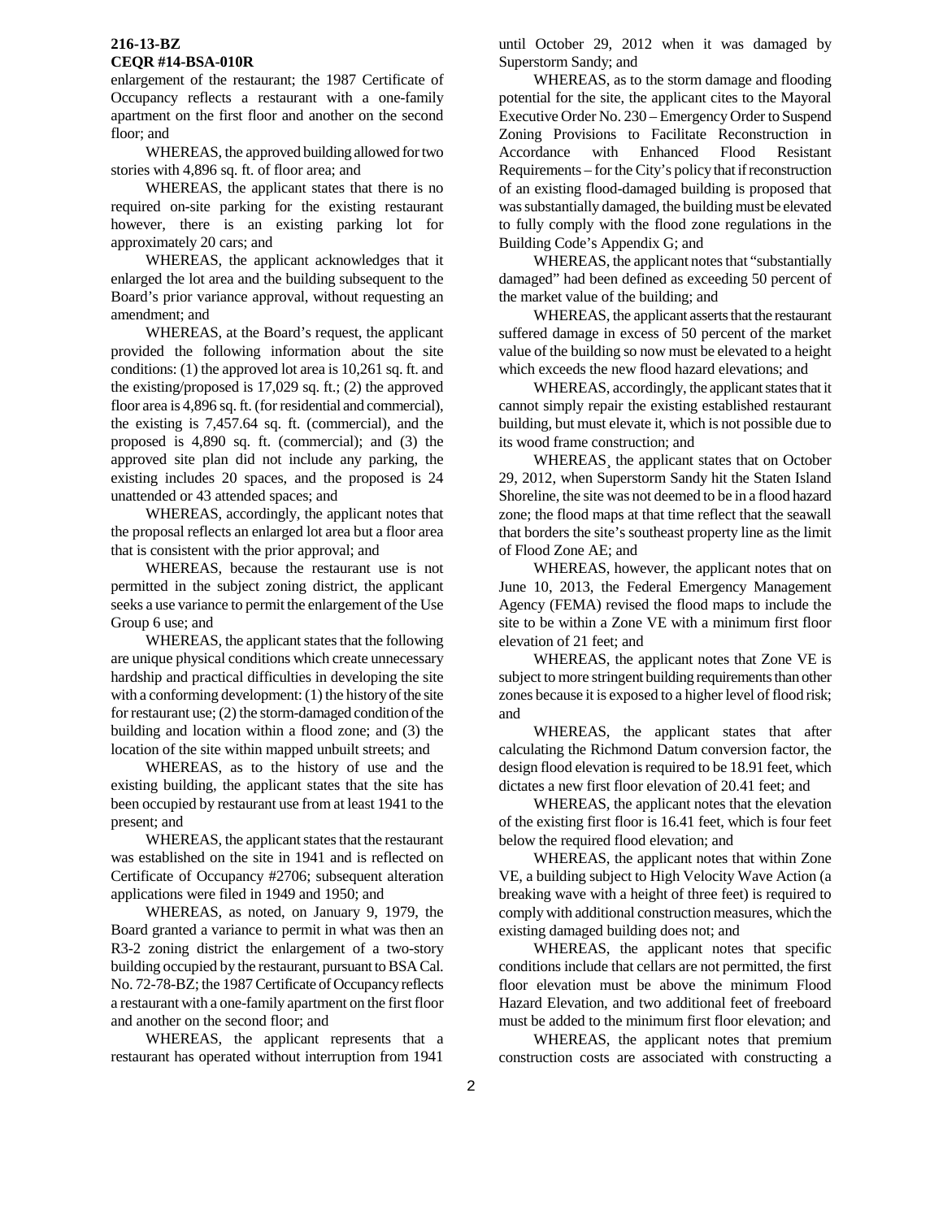**216-13-BZ**
**CEQR #14-BSA-010R**

enlargement of the restaurant; the 1987 Certificate of Occupancy reflects a restaurant with a one-family apartment on the first floor and another on the second floor; and

WHEREAS, the approved building allowed for two stories with 4,896 sq. ft. of floor area; and

WHEREAS, the applicant states that there is no required on-site parking for the existing restaurant however, there is an existing parking lot for approximately 20 cars; and

WHEREAS, the applicant acknowledges that it enlarged the lot area and the building subsequent to the Board's prior variance approval, without requesting an amendment; and

WHEREAS, at the Board's request, the applicant provided the following information about the site conditions: (1) the approved lot area is 10,261 sq. ft. and the existing/proposed is 17,029 sq. ft.; (2) the approved floor area is 4,896 sq. ft. (for residential and commercial), the existing is 7,457.64 sq. ft. (commercial), and the proposed is 4,890 sq. ft. (commercial); and (3) the approved site plan did not include any parking, the existing includes 20 spaces, and the proposed is 24 unattended or 43 attended spaces; and

WHEREAS, accordingly, the applicant notes that the proposal reflects an enlarged lot area but a floor area that is consistent with the prior approval; and

WHEREAS, because the restaurant use is not permitted in the subject zoning district, the applicant seeks a use variance to permit the enlargement of the Use Group 6 use; and

WHEREAS, the applicant states that the following are unique physical conditions which create unnecessary hardship and practical difficulties in developing the site with a conforming development: (1) the history of the site for restaurant use; (2) the storm-damaged condition of the building and location within a flood zone; and (3) the location of the site within mapped unbuilt streets; and

WHEREAS, as to the history of use and the existing building, the applicant states that the site has been occupied by restaurant use from at least 1941 to the present; and

WHEREAS, the applicant states that the restaurant was established on the site in 1941 and is reflected on Certificate of Occupancy #2706; subsequent alteration applications were filed in 1949 and 1950; and

WHEREAS, as noted, on January 9, 1979, the Board granted a variance to permit in what was then an R3-2 zoning district the enlargement of a two-story building occupied by the restaurant, pursuant to BSA Cal. No. 72-78-BZ; the 1987 Certificate of Occupancy reflects a restaurant with a one-family apartment on the first floor and another on the second floor; and

WHEREAS, the applicant represents that a restaurant has operated without interruption from 1941 until October 29, 2012 when it was damaged by Superstorm Sandy; and

WHEREAS, as to the storm damage and flooding potential for the site, the applicant cites to the Mayoral Executive Order No. 230 – Emergency Order to Suspend Zoning Provisions to Facilitate Reconstruction in Accordance with Enhanced Flood Resistant Requirements – for the City's policy that if reconstruction of an existing flood-damaged building is proposed that was substantially damaged, the building must be elevated to fully comply with the flood zone regulations in the Building Code's Appendix G; and

WHEREAS, the applicant notes that "substantially damaged" had been defined as exceeding 50 percent of the market value of the building; and

WHEREAS, the applicant asserts that the restaurant suffered damage in excess of 50 percent of the market value of the building so now must be elevated to a height which exceeds the new flood hazard elevations; and

WHEREAS, accordingly, the applicant states that it cannot simply repair the existing established restaurant building, but must elevate it, which is not possible due to its wood frame construction; and

WHEREAS¸ the applicant states that on October 29, 2012, when Superstorm Sandy hit the Staten Island Shoreline, the site was not deemed to be in a flood hazard zone; the flood maps at that time reflect that the seawall that borders the site's southeast property line as the limit of Flood Zone AE; and

WHEREAS, however, the applicant notes that on June 10, 2013, the Federal Emergency Management Agency (FEMA) revised the flood maps to include the site to be within a Zone VE with a minimum first floor elevation of 21 feet; and

WHEREAS, the applicant notes that Zone VE is subject to more stringent building requirements than other zones because it is exposed to a higher level of flood risk; and

WHEREAS, the applicant states that after calculating the Richmond Datum conversion factor, the design flood elevation is required to be 18.91 feet, which dictates a new first floor elevation of 20.41 feet; and

WHEREAS, the applicant notes that the elevation of the existing first floor is 16.41 feet, which is four feet below the required flood elevation; and

WHEREAS, the applicant notes that within Zone VE, a building subject to High Velocity Wave Action (a breaking wave with a height of three feet) is required to comply with additional construction measures, which the existing damaged building does not; and

WHEREAS, the applicant notes that specific conditions include that cellars are not permitted, the first floor elevation must be above the minimum Flood Hazard Elevation, and two additional feet of freeboard must be added to the minimum first floor elevation; and

WHEREAS, the applicant notes that premium construction costs are associated with constructing a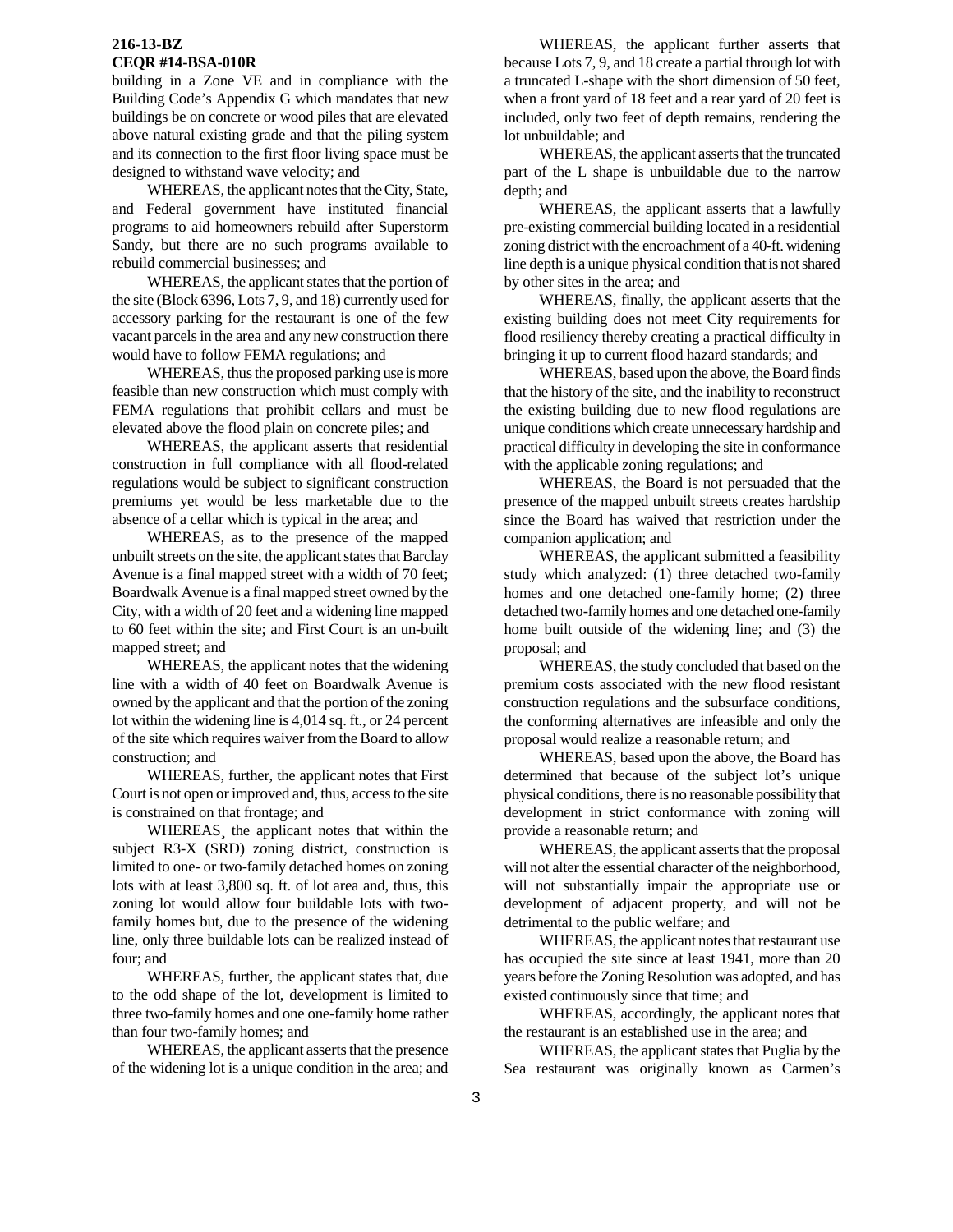**216-13-BZ**
**CEQR #14-BSA-010R**

building in a Zone VE and in compliance with the Building Code's Appendix G which mandates that new buildings be on concrete or wood piles that are elevated above natural existing grade and that the piling system and its connection to the first floor living space must be designed to withstand wave velocity; and

WHEREAS, the applicant notes that the City, State, and Federal government have instituted financial programs to aid homeowners rebuild after Superstorm Sandy, but there are no such programs available to rebuild commercial businesses; and

WHEREAS, the applicant states that the portion of the site (Block 6396, Lots 7, 9, and 18) currently used for accessory parking for the restaurant is one of the few vacant parcels in the area and any new construction there would have to follow FEMA regulations; and

WHEREAS, thus the proposed parking use is more feasible than new construction which must comply with FEMA regulations that prohibit cellars and must be elevated above the flood plain on concrete piles; and

WHEREAS, the applicant asserts that residential construction in full compliance with all flood-related regulations would be subject to significant construction premiums yet would be less marketable due to the absence of a cellar which is typical in the area; and

WHEREAS, as to the presence of the mapped unbuilt streets on the site, the applicant states that Barclay Avenue is a final mapped street with a width of 70 feet; Boardwalk Avenue is a final mapped street owned by the City, with a width of 20 feet and a widening line mapped to 60 feet within the site; and First Court is an un-built mapped street; and

WHEREAS, the applicant notes that the widening line with a width of 40 feet on Boardwalk Avenue is owned by the applicant and that the portion of the zoning lot within the widening line is 4,014 sq. ft., or 24 percent of the site which requires waiver from the Board to allow construction; and

WHEREAS, further, the applicant notes that First Court is not open or improved and, thus, access to the site is constrained on that frontage; and

WHEREAS¸ the applicant notes that within the subject R3-X (SRD) zoning district, construction is limited to one- or two-family detached homes on zoning lots with at least 3,800 sq. ft. of lot area and, thus, this zoning lot would allow four buildable lots with two-family homes but, due to the presence of the widening line, only three buildable lots can be realized instead of four; and

WHEREAS, further, the applicant states that, due to the odd shape of the lot, development is limited to three two-family homes and one one-family home rather than four two-family homes; and

WHEREAS, the applicant asserts that the presence of the widening lot is a unique condition in the area; and

WHEREAS, the applicant further asserts that because Lots 7, 9, and 18 create a partial through lot with a truncated L-shape with the short dimension of 50 feet, when a front yard of 18 feet and a rear yard of 20 feet is included, only two feet of depth remains, rendering the lot unbuildable; and

WHEREAS, the applicant asserts that the truncated part of the L shape is unbuildable due to the narrow depth; and

WHEREAS, the applicant asserts that a lawfully pre-existing commercial building located in a residential zoning district with the encroachment of a 40-ft. widening line depth is a unique physical condition that is not shared by other sites in the area; and

WHEREAS, finally, the applicant asserts that the existing building does not meet City requirements for flood resiliency thereby creating a practical difficulty in bringing it up to current flood hazard standards; and

WHEREAS, based upon the above, the Board finds that the history of the site, and the inability to reconstruct the existing building due to new flood regulations are unique conditions which create unnecessary hardship and practical difficulty in developing the site in conformance with the applicable zoning regulations; and

WHEREAS, the Board is not persuaded that the presence of the mapped unbuilt streets creates hardship since the Board has waived that restriction under the companion application; and

WHEREAS, the applicant submitted a feasibility study which analyzed: (1) three detached two-family homes and one detached one-family home; (2) three detached two-family homes and one detached one-family home built outside of the widening line; and (3) the proposal; and

WHEREAS, the study concluded that based on the premium costs associated with the new flood resistant construction regulations and the subsurface conditions, the conforming alternatives are infeasible and only the proposal would realize a reasonable return; and

WHEREAS, based upon the above, the Board has determined that because of the subject lot's unique physical conditions, there is no reasonable possibility that development in strict conformance with zoning will provide a reasonable return; and

WHEREAS, the applicant asserts that the proposal will not alter the essential character of the neighborhood, will not substantially impair the appropriate use or development of adjacent property, and will not be detrimental to the public welfare; and

WHEREAS, the applicant notes that restaurant use has occupied the site since at least 1941, more than 20 years before the Zoning Resolution was adopted, and has existed continuously since that time; and

WHEREAS, accordingly, the applicant notes that the restaurant is an established use in the area; and

WHEREAS, the applicant states that Puglia by the Sea restaurant was originally known as Carmen's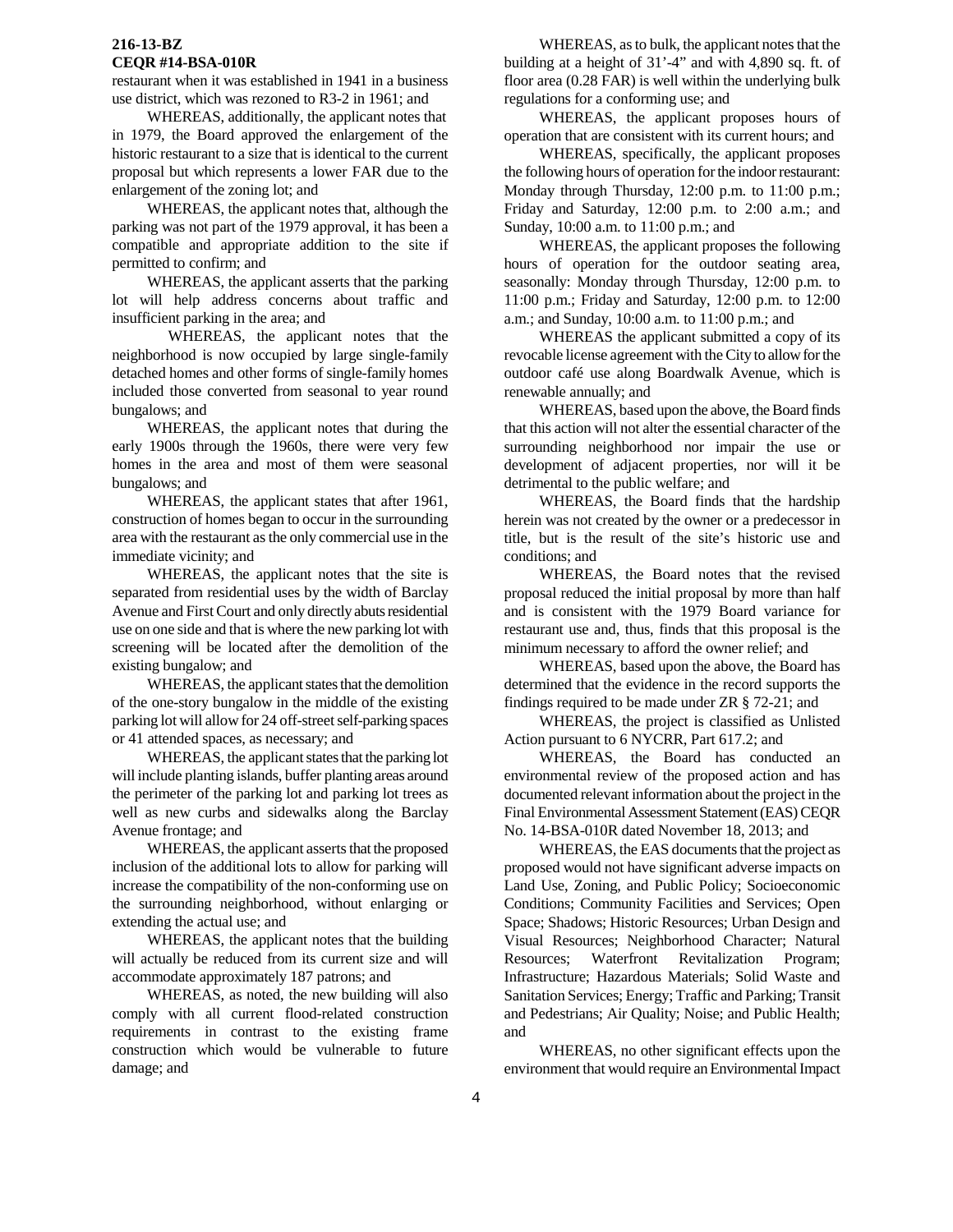**216-13-BZ**
**CEQR #14-BSA-010R**

restaurant when it was established in 1941 in a business use district, which was rezoned to R3-2 in 1961; and

WHEREAS, additionally, the applicant notes that in 1979, the Board approved the enlargement of the historic restaurant to a size that is identical to the current proposal but which represents a lower FAR due to the enlargement of the zoning lot; and

WHEREAS, the applicant notes that, although the parking was not part of the 1979 approval, it has been a compatible and appropriate addition to the site if permitted to confirm; and

WHEREAS, the applicant asserts that the parking lot will help address concerns about traffic and insufficient parking in the area; and

WHEREAS, the applicant notes that the neighborhood is now occupied by large single-family detached homes and other forms of single-family homes included those converted from seasonal to year round bungalows; and

WHEREAS, the applicant notes that during the early 1900s through the 1960s, there were very few homes in the area and most of them were seasonal bungalows; and

WHEREAS, the applicant states that after 1961, construction of homes began to occur in the surrounding area with the restaurant as the only commercial use in the immediate vicinity; and

WHEREAS, the applicant notes that the site is separated from residential uses by the width of Barclay Avenue and First Court and only directly abuts residential use on one side and that is where the new parking lot with screening will be located after the demolition of the existing bungalow; and

WHEREAS, the applicant states that the demolition of the one-story bungalow in the middle of the existing parking lot will allow for 24 off-street self-parking spaces or 41 attended spaces, as necessary; and

WHEREAS, the applicant states that the parking lot will include planting islands, buffer planting areas around the perimeter of the parking lot and parking lot trees as well as new curbs and sidewalks along the Barclay Avenue frontage; and

WHEREAS, the applicant asserts that the proposed inclusion of the additional lots to allow for parking will increase the compatibility of the non-conforming use on the surrounding neighborhood, without enlarging or extending the actual use; and

WHEREAS, the applicant notes that the building will actually be reduced from its current size and will accommodate approximately 187 patrons; and

WHEREAS, as noted, the new building will also comply with all current flood-related construction requirements in contrast to the existing frame construction which would be vulnerable to future damage; and

WHEREAS, as to bulk, the applicant notes that the building at a height of 31'-4" and with 4,890 sq. ft. of floor area (0.28 FAR) is well within the underlying bulk regulations for a conforming use; and

WHEREAS, the applicant proposes hours of operation that are consistent with its current hours; and

WHEREAS, specifically, the applicant proposes the following hours of operation for the indoor restaurant: Monday through Thursday, 12:00 p.m. to 11:00 p.m.; Friday and Saturday, 12:00 p.m. to 2:00 a.m.; and Sunday, 10:00 a.m. to 11:00 p.m.; and

WHEREAS, the applicant proposes the following hours of operation for the outdoor seating area, seasonally: Monday through Thursday, 12:00 p.m. to 11:00 p.m.; Friday and Saturday, 12:00 p.m. to 12:00 a.m.; and Sunday, 10:00 a.m. to 11:00 p.m.; and

WHEREAS the applicant submitted a copy of its revocable license agreement with the City to allow for the outdoor café use along Boardwalk Avenue, which is renewable annually; and

WHEREAS, based upon the above, the Board finds that this action will not alter the essential character of the surrounding neighborhood nor impair the use or development of adjacent properties, nor will it be detrimental to the public welfare; and

WHEREAS, the Board finds that the hardship herein was not created by the owner or a predecessor in title, but is the result of the site's historic use and conditions; and

WHEREAS, the Board notes that the revised proposal reduced the initial proposal by more than half and is consistent with the 1979 Board variance for restaurant use and, thus, finds that this proposal is the minimum necessary to afford the owner relief; and

WHEREAS, based upon the above, the Board has determined that the evidence in the record supports the findings required to be made under ZR § 72-21; and

WHEREAS, the project is classified as Unlisted Action pursuant to 6 NYCRR, Part 617.2; and

WHEREAS, the Board has conducted an environmental review of the proposed action and has documented relevant information about the project in the Final Environmental Assessment Statement (EAS) CEQR No. 14-BSA-010R dated November 18, 2013; and

WHEREAS, the EAS documents that the project as proposed would not have significant adverse impacts on Land Use, Zoning, and Public Policy; Socioeconomic Conditions; Community Facilities and Services; Open Space; Shadows; Historic Resources; Urban Design and Visual Resources; Neighborhood Character; Natural Resources; Waterfront Revitalization Program; Infrastructure; Hazardous Materials; Solid Waste and Sanitation Services; Energy; Traffic and Parking; Transit and Pedestrians; Air Quality; Noise; and Public Health; and

WHEREAS, no other significant effects upon the environment that would require an Environmental Impact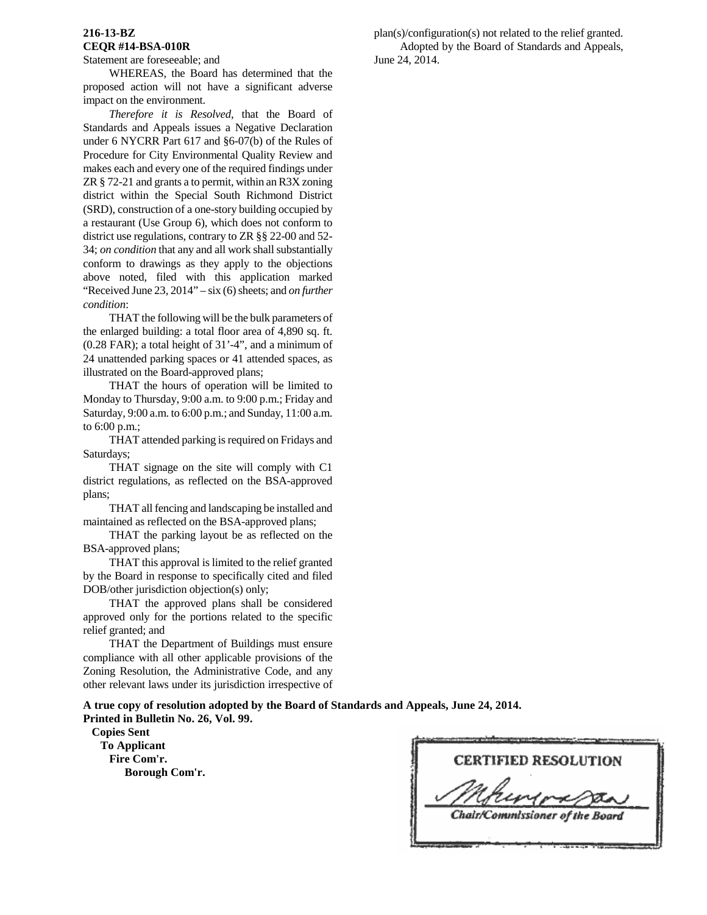**216-13-BZ**
**CEQR #14-BSA-010R**

Statement are foreseeable; and

WHEREAS, the Board has determined that the proposed action will not have a significant adverse impact on the environment.

*Therefore it is Resolved*, that the Board of Standards and Appeals issues a Negative Declaration under 6 NYCRR Part 617 and §6-07(b) of the Rules of Procedure for City Environmental Quality Review and makes each and every one of the required findings under ZR § 72-21 and grants a to permit, within an R3X zoning district within the Special South Richmond District (SRD), construction of a one-story building occupied by a restaurant (Use Group 6), which does not conform to district use regulations, contrary to ZR §§ 22-00 and 52-34; *on condition* that any and all work shall substantially conform to drawings as they apply to the objections above noted, filed with this application marked "Received June 23, 2014" – six (6) sheets; and *on further condition*:

THAT the following will be the bulk parameters of the enlarged building: a total floor area of 4,890 sq. ft. (0.28 FAR); a total height of 31'-4", and a minimum of 24 unattended parking spaces or 41 attended spaces, as illustrated on the Board-approved plans;

THAT the hours of operation will be limited to Monday to Thursday, 9:00 a.m. to 9:00 p.m.; Friday and Saturday, 9:00 a.m. to 6:00 p.m.; and Sunday, 11:00 a.m. to 6:00 p.m.;

THAT attended parking is required on Fridays and Saturdays;

THAT signage on the site will comply with C1 district regulations, as reflected on the BSA-approved plans;

THAT all fencing and landscaping be installed and maintained as reflected on the BSA-approved plans;

THAT the parking layout be as reflected on the BSA-approved plans;

THAT this approval is limited to the relief granted by the Board in response to specifically cited and filed DOB/other jurisdiction objection(s) only;

THAT the approved plans shall be considered approved only for the portions related to the specific relief granted; and

THAT the Department of Buildings must ensure compliance with all other applicable provisions of the Zoning Resolution, the Administrative Code, and any other relevant laws under its jurisdiction irrespective of plan(s)/configuration(s) not related to the relief granted.

Adopted by the Board of Standards and Appeals, June 24, 2014.

**A true copy of resolution adopted by the Board of Standards and Appeals, June 24, 2014.**
**Printed in Bulletin No. 26, Vol. 99.**

**Copies Sent**
**To Applicant**
**Fire Com'r.**
**Borough Com'r.**

CERTIFIED RESOLUTION

Chair/Commissioner of the Board